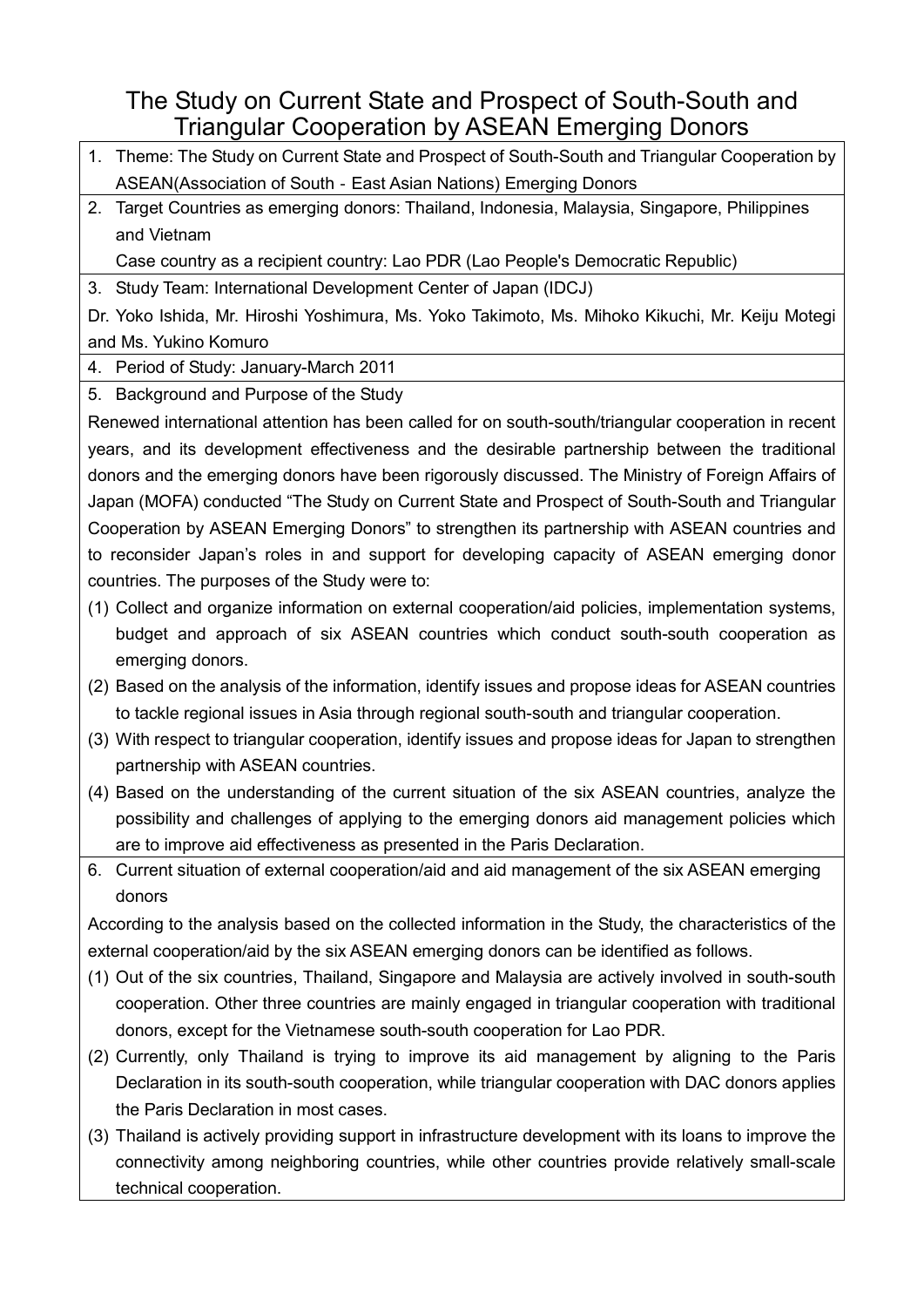# The Study on Current State and Prospect of South-South and Triangular Cooperation by ASEAN Emerging Donors

1. Theme: The Study on Current State and Prospect of South-South and Triangular Cooperation by ASEAN(Association of South - East Asian Nations) Emerging Donors
2. Target Countries as emerging donors: Thailand, Indonesia, Malaysia, Singapore, Philippines and Vietnam

   Case country as a recipient country: Lao PDR (Lao People's Democratic Republic)
3. Study Team: International Development Center of Japan (IDCJ)

Dr. Yoko Ishida, Mr. Hiroshi Yoshimura, Ms. Yoko Takimoto, Ms. Mihoko Kikuchi, Mr. Keiju Motegi and Ms. Yukino Komuro

4. Period of Study: January-March 2011
5. Background and Purpose of the Study

Renewed international attention has been called for on south-south/triangular cooperation in recent years, and its development effectiveness and the desirable partnership between the traditional donors and the emerging donors have been rigorously discussed. The Ministry of Foreign Affairs of Japan (MOFA) conducted "The Study on Current State and Prospect of South-South and Triangular Cooperation by ASEAN Emerging Donors" to strengthen its partnership with ASEAN countries and to reconsider Japan's roles in and support for developing capacity of ASEAN emerging donor countries. The purposes of the Study were to:

(1) Collect and organize information on external cooperation/aid policies, implementation systems, budget and approach of six ASEAN countries which conduct south-south cooperation as emerging donors.

(2) Based on the analysis of the information, identify issues and propose ideas for ASEAN countries to tackle regional issues in Asia through regional south-south and triangular cooperation.

(3) With respect to triangular cooperation, identify issues and propose ideas for Japan to strengthen partnership with ASEAN countries.

(4) Based on the understanding of the current situation of the six ASEAN countries, analyze the possibility and challenges of applying to the emerging donors aid management policies which are to improve aid effectiveness as presented in the Paris Declaration.

6. Current situation of external cooperation/aid and aid management of the six ASEAN emerging donors

According to the analysis based on the collected information in the Study, the characteristics of the external cooperation/aid by the six ASEAN emerging donors can be identified as follows.

(1) Out of the six countries, Thailand, Singapore and Malaysia are actively involved in south-south cooperation. Other three countries are mainly engaged in triangular cooperation with traditional donors, except for the Vietnamese south-south cooperation for Lao PDR.

(2) Currently, only Thailand is trying to improve its aid management by aligning to the Paris Declaration in its south-south cooperation, while triangular cooperation with DAC donors applies the Paris Declaration in most cases.

(3) Thailand is actively providing support in infrastructure development with its loans to improve the connectivity among neighboring countries, while other countries provide relatively small-scale technical cooperation.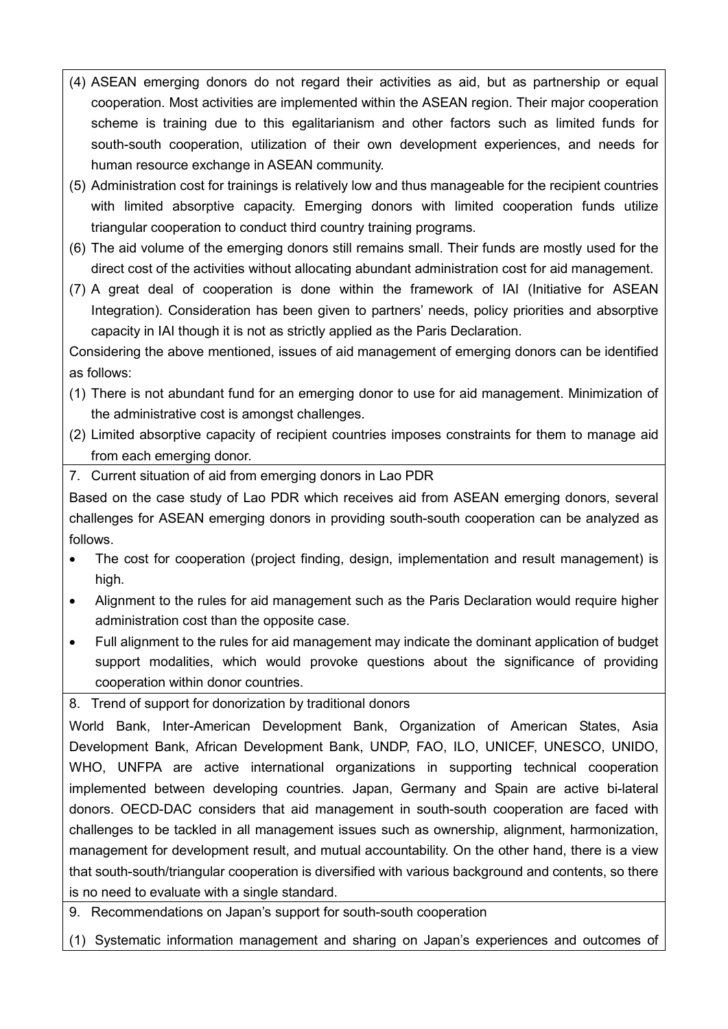(4) ASEAN emerging donors do not regard their activities as aid, but as partnership or equal cooperation. Most activities are implemented within the ASEAN region. Their major cooperation scheme is training due to this egalitarianism and other factors such as limited funds for south-south cooperation, utilization of their own development experiences, and needs for human resource exchange in ASEAN community.

(5) Administration cost for trainings is relatively low and thus manageable for the recipient countries with limited absorptive capacity. Emerging donors with limited cooperation funds utilize triangular cooperation to conduct third country training programs.

(6) The aid volume of the emerging donors still remains small. Their funds are mostly used for the direct cost of the activities without allocating abundant administration cost for aid management.

(7) A great deal of cooperation is done within the framework of IAI (Initiative for ASEAN Integration). Consideration has been given to partners' needs, policy priorities and absorptive capacity in IAI though it is not as strictly applied as the Paris Declaration.

Considering the above mentioned, issues of aid management of emerging donors can be identified as follows:

(1) There is not abundant fund for an emerging donor to use for aid management. Minimization of the administrative cost is amongst challenges.

(2) Limited absorptive capacity of recipient countries imposes constraints for them to manage aid from each emerging donor.

## 7. Current situation of aid from emerging donors in Lao PDR

Based on the case study of Lao PDR which receives aid from ASEAN emerging donors, several challenges for ASEAN emerging donors in providing south-south cooperation can be analyzed as follows.

- The cost for cooperation (project finding, design, implementation and result management) is high.
- Alignment to the rules for aid management such as the Paris Declaration would require higher administration cost than the opposite case.
- Full alignment to the rules for aid management may indicate the dominant application of budget support modalities, which would provoke questions about the significance of providing cooperation within donor countries.

## 8. Trend of support for donorization by traditional donors

World Bank, Inter-American Development Bank, Organization of American States, Asia Development Bank, African Development Bank, UNDP, FAO, ILO, UNICEF, UNESCO, UNIDO, WHO, UNFPA are active international organizations in supporting technical cooperation implemented between developing countries. Japan, Germany and Spain are active bi-lateral donors. OECD-DAC considers that aid management in south-south cooperation are faced with challenges to be tackled in all management issues such as ownership, alignment, harmonization, management for development result, and mutual accountability. On the other hand, there is a view that south-south/triangular cooperation is diversified with various background and contents, so there is no need to evaluate with a single standard.

## 9. Recommendations on Japan's support for south-south cooperation

(1) Systematic information management and sharing on Japan's experiences and outcomes of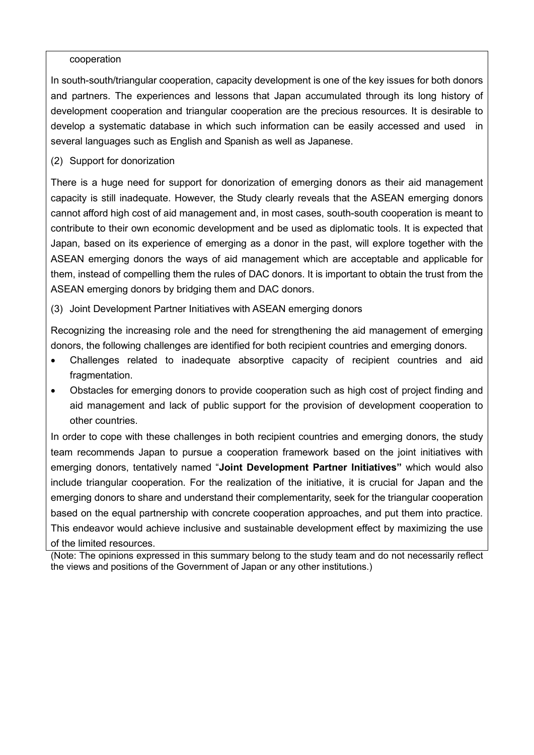cooperation

In south-south/triangular cooperation, capacity development is one of the key issues for both donors and partners. The experiences and lessons that Japan accumulated through its long history of development cooperation and triangular cooperation are the precious resources. It is desirable to develop a systematic database in which such information can be easily accessed and used in several languages such as English and Spanish as well as Japanese.

(2) Support for donorization

There is a huge need for support for donorization of emerging donors as their aid management capacity is still inadequate. However, the Study clearly reveals that the ASEAN emerging donors cannot afford high cost of aid management and, in most cases, south-south cooperation is meant to contribute to their own economic development and be used as diplomatic tools. It is expected that Japan, based on its experience of emerging as a donor in the past, will explore together with the ASEAN emerging donors the ways of aid management which are acceptable and applicable for them, instead of compelling them the rules of DAC donors. It is important to obtain the trust from the ASEAN emerging donors by bridging them and DAC donors.

(3) Joint Development Partner Initiatives with ASEAN emerging donors

Recognizing the increasing role and the need for strengthening the aid management of emerging donors, the following challenges are identified for both recipient countries and emerging donors.

- Challenges related to inadequate absorptive capacity of recipient countries and aid fragmentation.
- Obstacles for emerging donors to provide cooperation such as high cost of project finding and aid management and lack of public support for the provision of development cooperation to other countries.

In order to cope with these challenges in both recipient countries and emerging donors, the study team recommends Japan to pursue a cooperation framework based on the joint initiatives with emerging donors, tentatively named "**Joint Development Partner Initiatives"** which would also include triangular cooperation. For the realization of the initiative, it is crucial for Japan and the emerging donors to share and understand their complementarity, seek for the triangular cooperation based on the equal partnership with concrete cooperation approaches, and put them into practice. This endeavor would achieve inclusive and sustainable development effect by maximizing the use of the limited resources.

(Note: The opinions expressed in this summary belong to the study team and do not necessarily reflect the views and positions of the Government of Japan or any other institutions.)